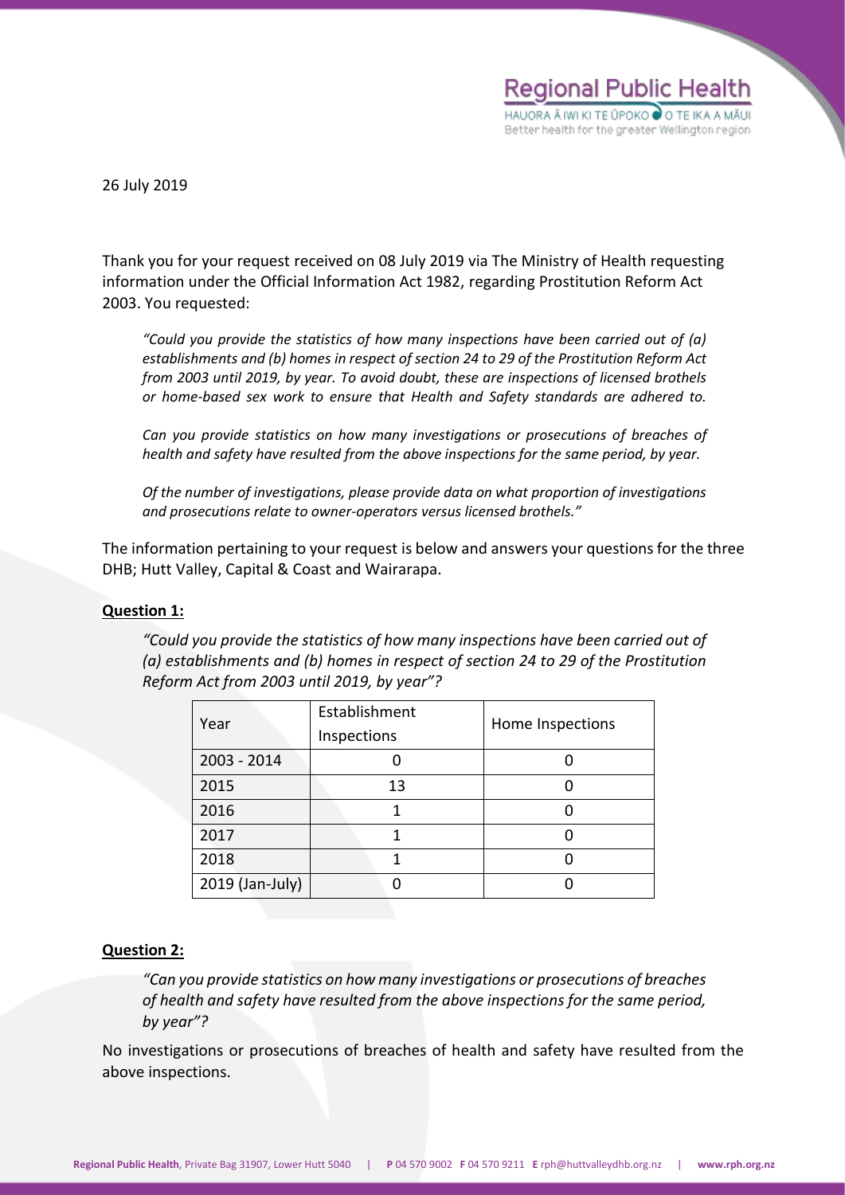26 July 2019

Thank you for your request received on 08 July 2019 via The Ministry of Health requesting information under the Official Information Act 1982, regarding Prostitution Reform Act 2003. You requested:

> *"Could you provide the statistics of how many inspections have been carried out of (a) establishments and (b) homes in respect of section 24 to 29 of the Prostitution Reform Act from 2003 until 2019, by year. To avoid doubt, these are inspections of licensed brothels or home-based sex work to ensure that Health and Safety standards are adhered to.*
>
> *Can you provide statistics on how many investigations or prosecutions of breaches of health and safety have resulted from the above inspections for the same period, by year.*
>
> *Of the number of investigations, please provide data on what proportion of investigations and prosecutions relate to owner-operators versus licensed brothels."*

The information pertaining to your request is below and answers your questions for the three DHB; Hutt Valley, Capital & Coast and Wairarapa.

**Question 1:**

> *"Could you provide the statistics of how many inspections have been carried out of (a) establishments and (b) homes in respect of section 24 to 29 of the Prostitution Reform Act from 2003 until 2019, by year"?*

| Year | Establishment Inspections | Home Inspections |
|---|---|---|
| 2003 - 2014 | 0 | 0 |
| 2015 | 13 | 0 |
| 2016 | 1 | 0 |
| 2017 | 1 | 0 |
| 2018 | 1 | 0 |
| 2019 (Jan-July) | 0 | 0 |

**Question 2:**

> *"Can you provide statistics on how many investigations or prosecutions of breaches of health and safety have resulted from the above inspections for the same period, by year"?*

No investigations or prosecutions of breaches of health and safety have resulted from the above inspections.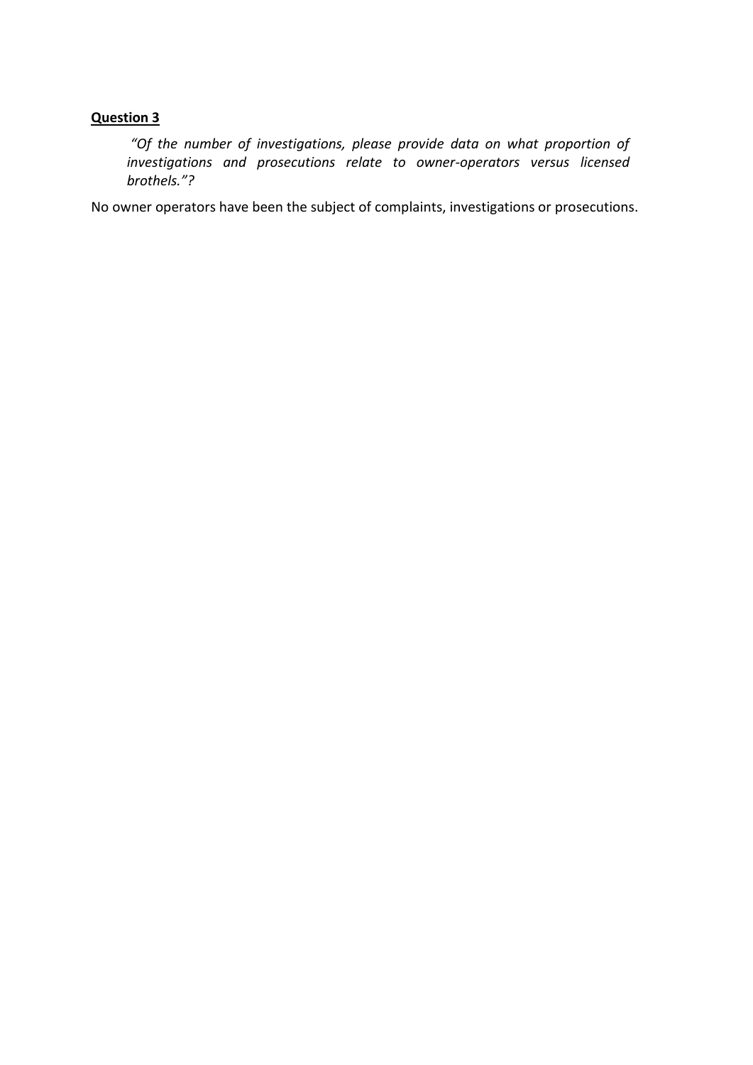**Question 3**

> *"Of the number of investigations, please provide data on what proportion of investigations and prosecutions relate to owner-operators versus licensed brothels."?*

No owner operators have been the subject of complaints, investigations or prosecutions.